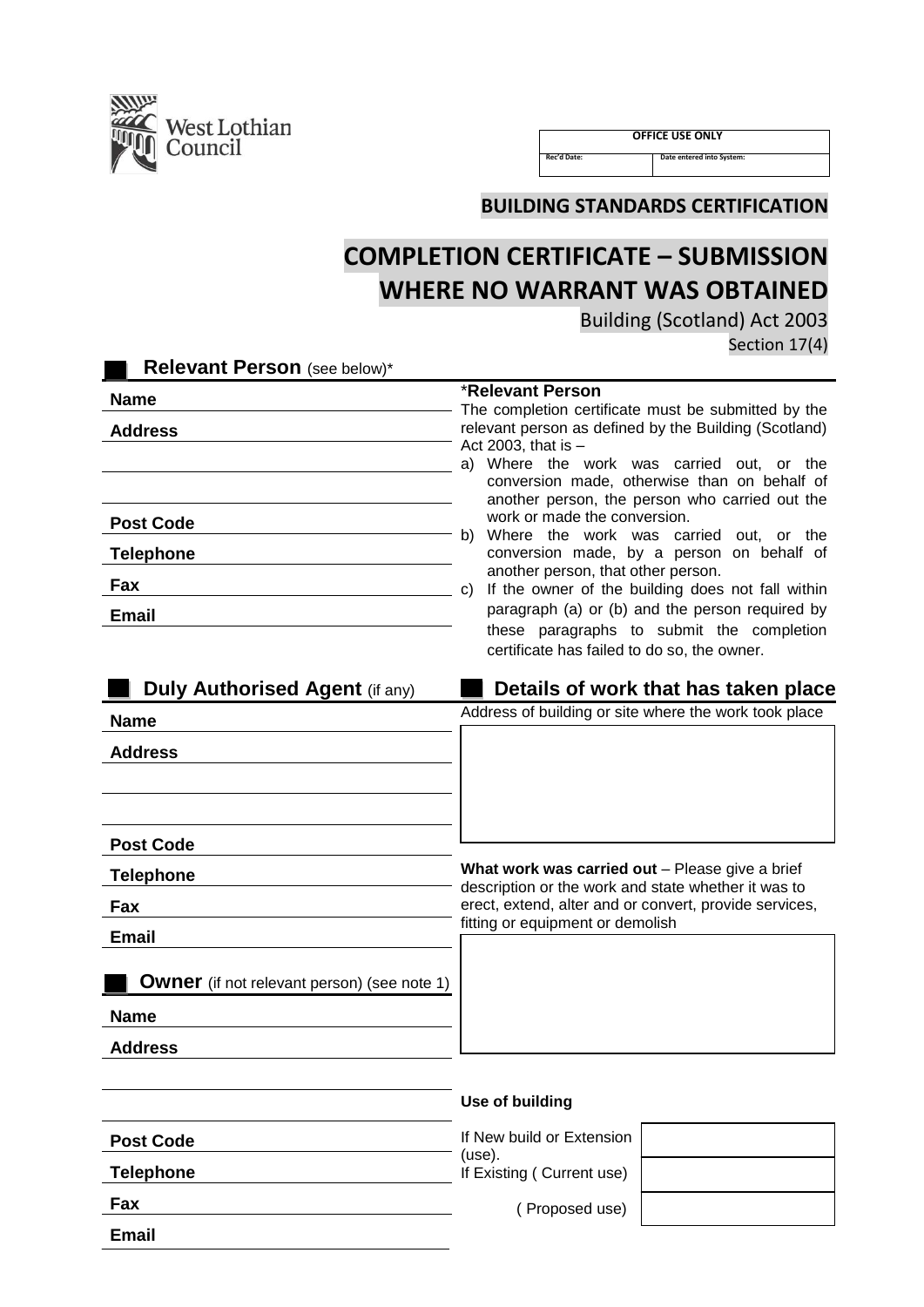West Lothian Council

| OFFICE USE ONLY | |
|---|---|
| Rec'd Date: | Date entered into System: |

**BUILDING STANDARDS CERTIFICATION**

# COMPLETION CERTIFICATE – SUBMISSION WHERE NO WARRANT WAS OBTAINED

Building (Scotland) Act 2003

Section 17(4)

## Relevant Person (see below)*

**Name**

**Address**

**Post Code**

**Telephone**

**Fax**

**Email**

***Relevant Person**

The completion certificate must be submitted by the relevant person as defined by the Building (Scotland) Act 2003, that is –

a) Where the work was carried out, or the conversion made, otherwise than on behalf of another person, the person who carried out the work or made the conversion.
b) Where the work was carried out, or the conversion made, by a person on behalf of another person, that other person.
c) If the owner of the building does not fall within paragraph (a) or (b) and the person required by these paragraphs to submit the completion certificate has failed to do so, the owner.

## Duly Authorised Agent (if any)

**Name**

**Address**

**Post Code**

**Telephone**

**Fax**

**Email**

## Owner (if not relevant person) (see note 1)

**Name**

**Address**

**Post Code**

**Telephone**

**Fax**

**Email**

## Details of work that has taken place

Address of building or site where the work took place

**What work was carried out** – Please give a brief description or the work and state whether it was to erect, extend, alter and or convert, provide services, fitting or equipment or demolish

**Use of building**

| | |
|---|---|
| If New build or Extension (use). | |
| If Existing ( Current use) | |
| ( Proposed use) | |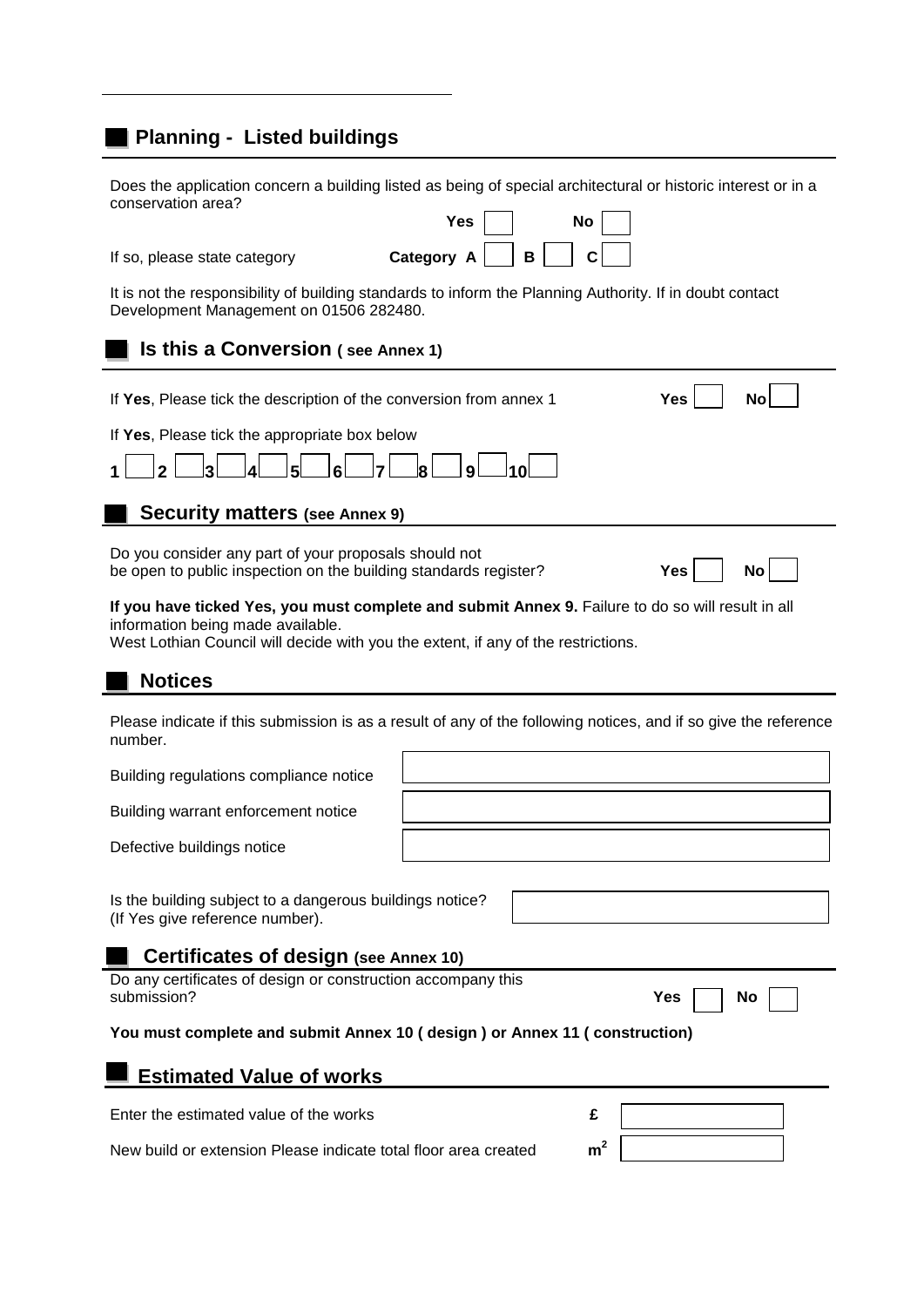## Planning - Listed buildings

Does the application concern a building listed as being of special architectural or historic interest or in a conservation area?

**Yes** ☐ **No** ☐

If so, please state category **Category A** ☐ **B** ☐ **C** ☐

It is not the responsibility of building standards to inform the Planning Authority. If in doubt contact Development Management on 01506 282480.

## Is this a Conversion ( see Annex 1)

If **Yes**, Please tick the description of the conversion from annex 1 **Yes** ☐ **No** ☐

If **Yes**, Please tick the appropriate box below

**1** ☐ **2** ☐ **3** ☐ **4** ☐ **5** ☐ **6** ☐ **7** ☐ **8** ☐ **9** ☐ **10** ☐

## Security matters (see Annex 9)

Do you consider any part of your proposals should not be open to public inspection on the building standards register? **Yes** ☐ **No** ☐

**If you have ticked Yes, you must complete and submit Annex 9.** Failure to do so will result in all information being made available.
West Lothian Council will decide with you the extent, if any of the restrictions.

## Notices

Please indicate if this submission is as a result of any of the following notices, and if so give the reference number.

| | |
|---|---|
| Building regulations compliance notice | |
| Building warrant enforcement notice | |
| Defective buildings notice | |

Is the building subject to a dangerous buildings notice? (If Yes give reference number).

## Certificates of design (see Annex 10)

Do any certificates of design or construction accompany this submission? **Yes** ☐ **No** ☐

**You must complete and submit Annex 10 ( design ) or Annex 11 ( construction)**

## Estimated Value of works

| | | |
|---|---|---|
| Enter the estimated value of the works | **£** | |
| New build or extension Please indicate total floor area created | **$m^2$** | |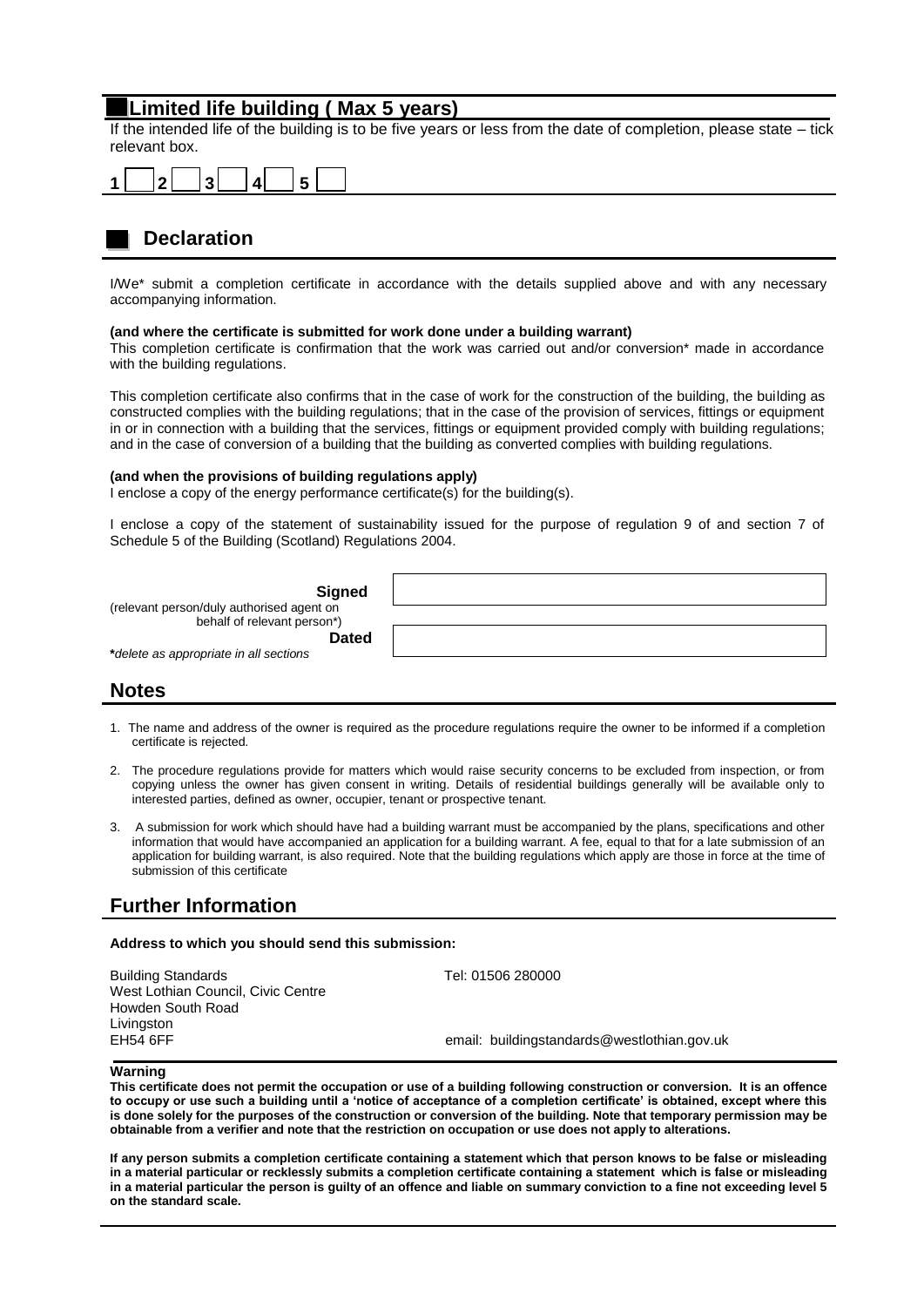## Limited life building ( Max 5 years)

If the intended life of the building is to be five years or less from the date of completion, please state – tick relevant box.

| 1 | | 2 | | 3 | | 4 | | 5 | |
|---|---|---|---|---|---|---|---|---|---|

## Declaration

I/We* submit a completion certificate in accordance with the details supplied above and with any necessary accompanying information.

**(and where the certificate is submitted for work done under a building warrant)**
This completion certificate is confirmation that the work was carried out and/or conversion* made in accordance with the building regulations.

This completion certificate also confirms that in the case of work for the construction of the building, the building as constructed complies with the building regulations; that in the case of the provision of services, fittings or equipment in or in connection with a building that the services, fittings or equipment provided comply with building regulations; and in the case of conversion of a building that the building as converted complies with building regulations.

**(and when the provisions of building regulations apply)**
I enclose a copy of the energy performance certificate(s) for the building(s).

I enclose a copy of the statement of sustainability issued for the purpose of regulation 9 of and section 7 of Schedule 5 of the Building (Scotland) Regulations 2004.

| | |
|---|---|
| **Signed** (relevant person/duly authorised agent on behalf of relevant person*) | |
| **Dated** | |

***delete as appropriate in all sections**

## Notes

1. The name and address of the owner is required as the procedure regulations require the owner to be informed if a completion certificate is rejected.
2. The procedure regulations provide for matters which would raise security concerns to be excluded from inspection, or from copying unless the owner has given consent in writing. Details of residential buildings generally will be available only to interested parties, defined as owner, occupier, tenant or prospective tenant.
3. A submission for work which should have had a building warrant must be accompanied by the plans, specifications and other information that would have accompanied an application for a building warrant. A fee, equal to that for a late submission of an application for building warrant, is also required. Note that the building regulations which apply are those in force at the time of submission of this certificate

## Further Information

**Address to which you should send this submission:**

Building Standards
West Lothian Council, Civic Centre
Howden South Road
Livingston
EH54 6FF

Tel: 01506 280000

email: buildingstandards@westlothian.gov.uk

**Warning**

**This certificate does not permit the occupation or use of a building following construction or conversion. It is an offence to occupy or use such a building until a 'notice of acceptance of a completion certificate' is obtained, except where this is done solely for the purposes of the construction or conversion of the building. Note that temporary permission may be obtainable from a verifier and note that the restriction on occupation or use does not apply to alterations.**

**If any person submits a completion certificate containing a statement which that person knows to be false or misleading in a material particular or recklessly submits a completion certificate containing a statement which is false or misleading in a material particular the person is guilty of an offence and liable on summary conviction to a fine not exceeding level 5 on the standard scale.**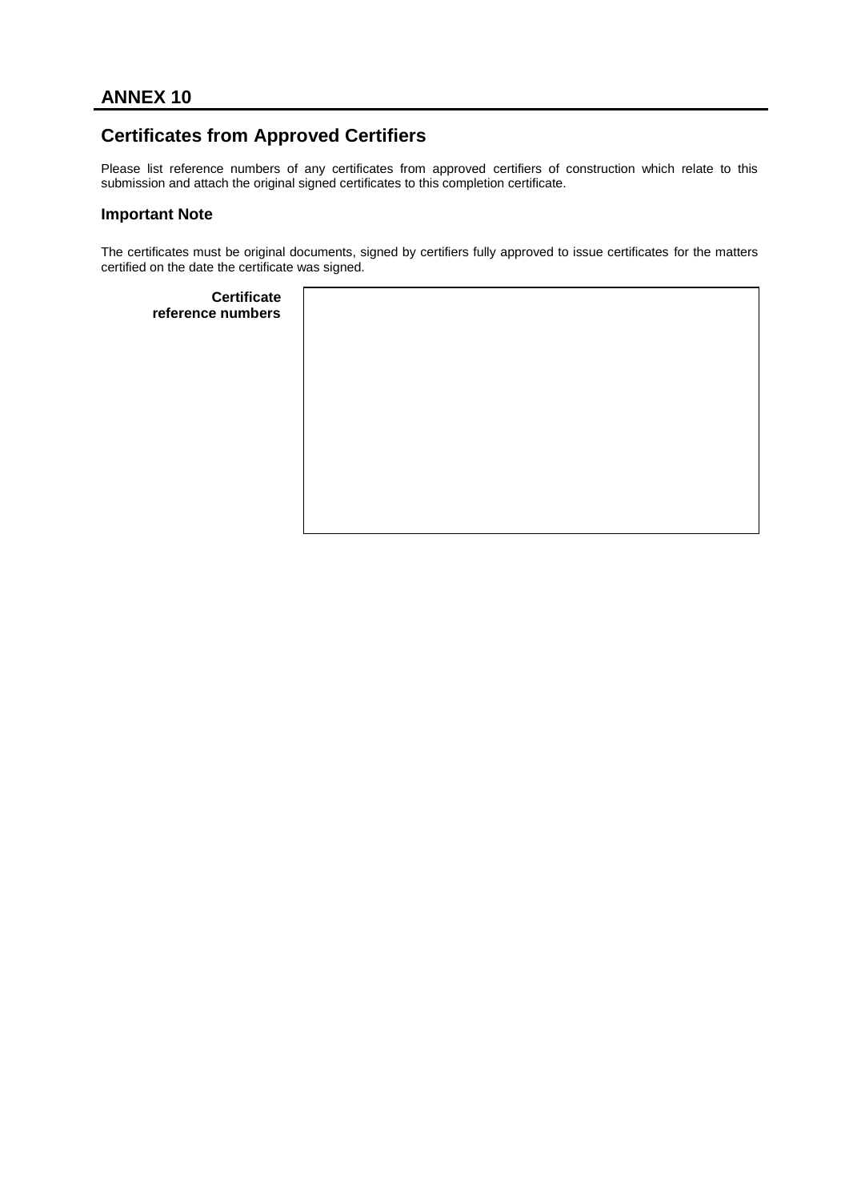## ANNEX 10

## Certificates from Approved Certifiers

Please list reference numbers of any certificates from approved certifiers of construction which relate to this submission and attach the original signed certificates to this completion certificate.

### Important Note

The certificates must be original documents, signed by certifiers fully approved to issue certificates for the matters certified on the date the certificate was signed.

| **Certificate reference numbers** | |
|---|---|
| | |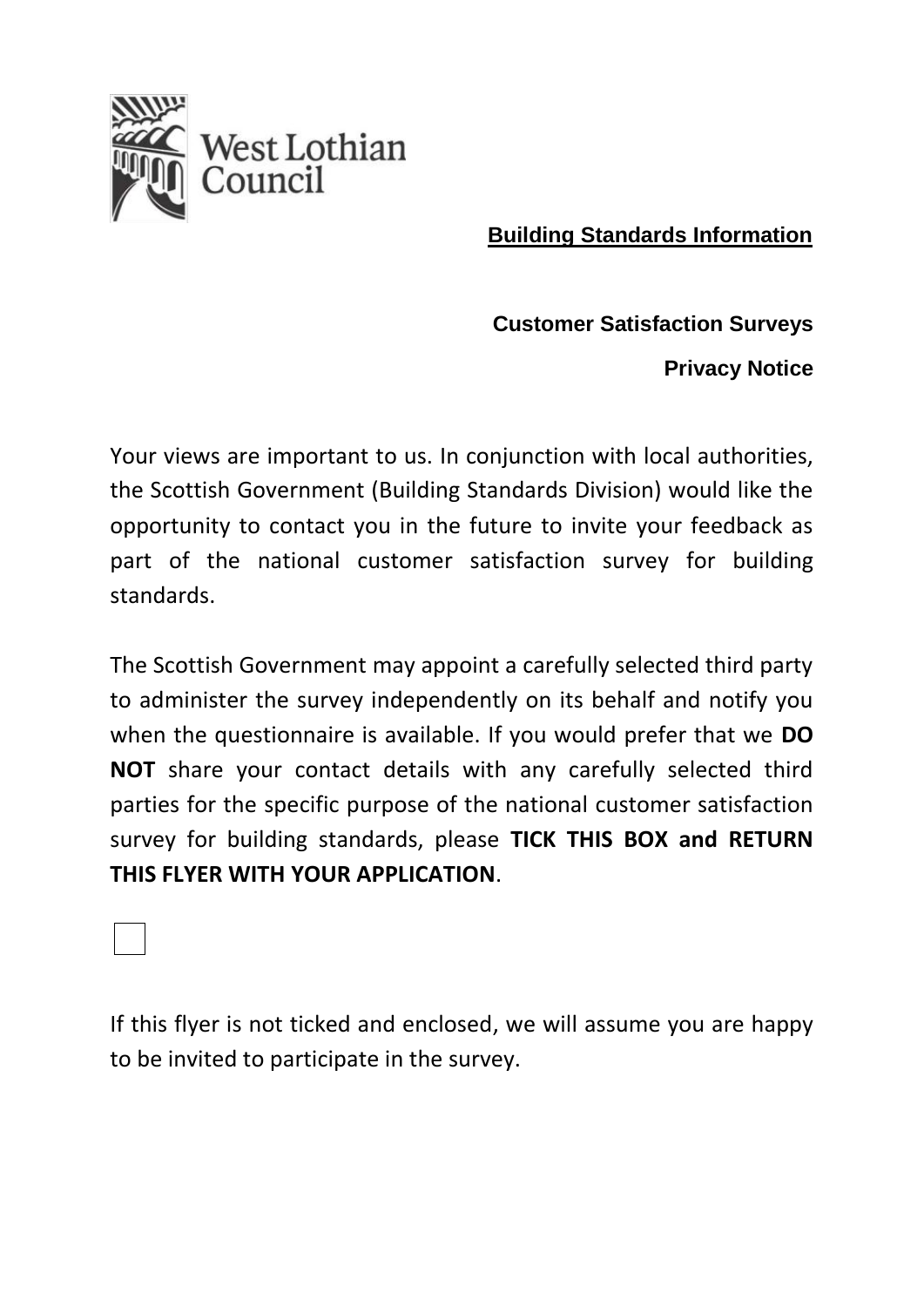West Lothian Council

**Building Standards Information**

**Customer Satisfaction Surveys**

**Privacy Notice**

Your views are important to us. In conjunction with local authorities, the Scottish Government (Building Standards Division) would like the opportunity to contact you in the future to invite your feedback as part of the national customer satisfaction survey for building standards.

The Scottish Government may appoint a carefully selected third party to administer the survey independently on its behalf and notify you when the questionnaire is available. If you would prefer that we **DO NOT** share your contact details with any carefully selected third parties for the specific purpose of the national customer satisfaction survey for building standards, please **TICK THIS BOX and RETURN THIS FLYER WITH YOUR APPLICATION**.

☐

If this flyer is not ticked and enclosed, we will assume you are happy to be invited to participate in the survey.